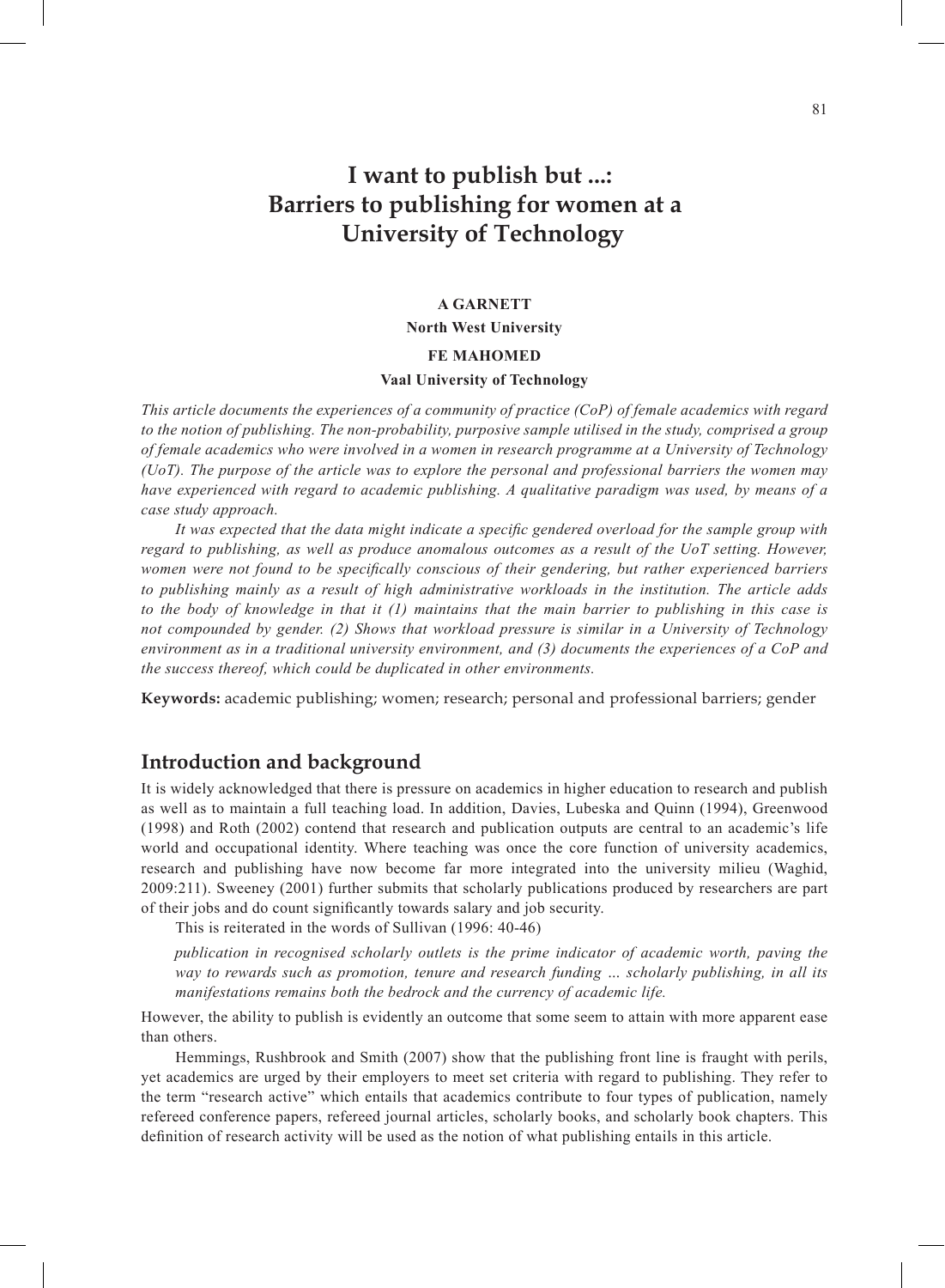# I want to publish but ...: Barriers to publishing for women at a University of Technology

**A GARNETT**
**North West University**

**FE MAHOMED**
**Vaal University of Technology**

*This article documents the experiences of a community of practice (CoP) of female academics with regard to the notion of publishing. The non-probability, purposive sample utilised in the study, comprised a group of female academics who were involved in a women in research programme at a University of Technology (UoT). The purpose of the article was to explore the personal and professional barriers the women may have experienced with regard to academic publishing. A qualitative paradigm was used, by means of a case study approach.*

*It was expected that the data might indicate a specific gendered overload for the sample group with regard to publishing, as well as produce anomalous outcomes as a result of the UoT setting. However, women were not found to be specifically conscious of their gendering, but rather experienced barriers to publishing mainly as a result of high administrative workloads in the institution. The article adds to the body of knowledge in that it (1) maintains that the main barrier to publishing in this case is not compounded by gender. (2) Shows that workload pressure is similar in a University of Technology environment as in a traditional university environment, and (3) documents the experiences of a CoP and the success thereof, which could be duplicated in other environments.*

**Keywords:** academic publishing; women; research; personal and professional barriers; gender

## Introduction and background

It is widely acknowledged that there is pressure on academics in higher education to research and publish as well as to maintain a full teaching load. In addition, Davies, Lubeska and Quinn (1994), Greenwood (1998) and Roth (2002) contend that research and publication outputs are central to an academic's life world and occupational identity. Where teaching was once the core function of university academics, research and publishing have now become far more integrated into the university milieu (Waghid, 2009:211). Sweeney (2001) further submits that scholarly publications produced by researchers are part of their jobs and do count significantly towards salary and job security.

This is reiterated in the words of Sullivan (1996: 40-46)

> *publication in recognised scholarly outlets is the prime indicator of academic worth, paving the way to rewards such as promotion, tenure and research funding ... scholarly publishing, in all its manifestations remains both the bedrock and the currency of academic life.*

However, the ability to publish is evidently an outcome that some seem to attain with more apparent ease than others.

Hemmings, Rushbrook and Smith (2007) show that the publishing front line is fraught with perils, yet academics are urged by their employers to meet set criteria with regard to publishing. They refer to the term "research active" which entails that academics contribute to four types of publication, namely refereed conference papers, refereed journal articles, scholarly books, and scholarly book chapters. This definition of research activity will be used as the notion of what publishing entails in this article.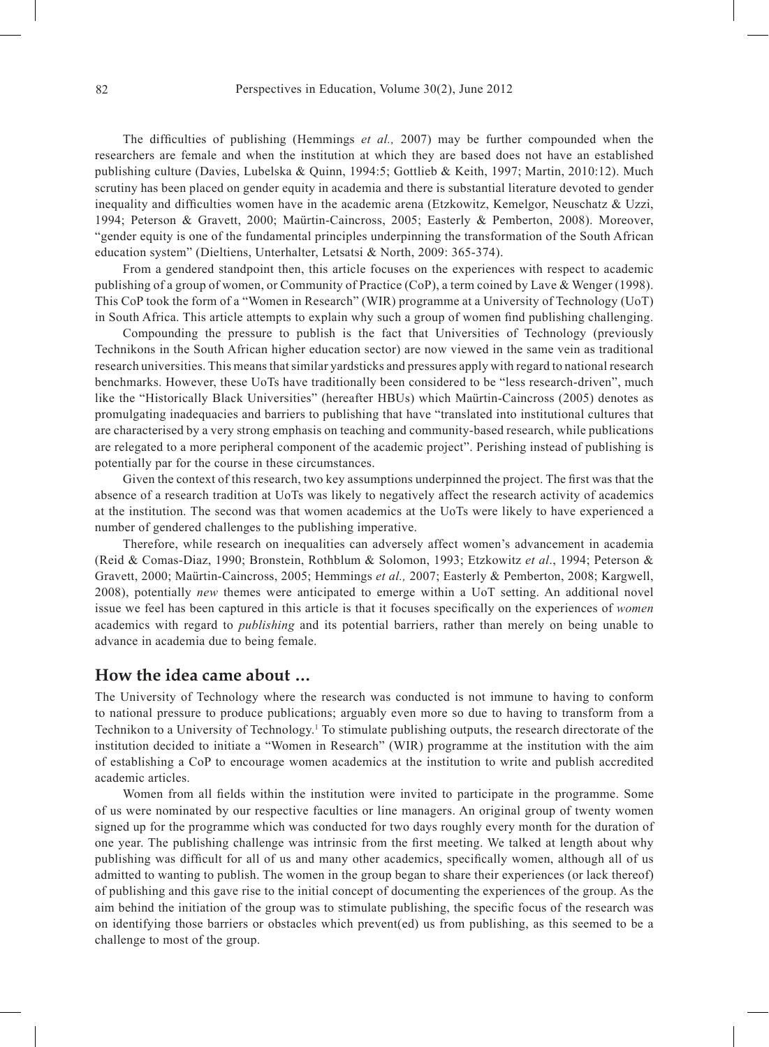The difficulties of publishing (Hemmings *et al.,* 2007) may be further compounded when the researchers are female and when the institution at which they are based does not have an established publishing culture (Davies, Lubelska & Quinn, 1994:5; Gottlieb & Keith, 1997; Martin, 2010:12). Much scrutiny has been placed on gender equity in academia and there is substantial literature devoted to gender inequality and difficulties women have in the academic arena (Etzkowitz, Kemelgor, Neuschatz & Uzzi, 1994; Peterson & Gravett, 2000; Maürtin-Caincross, 2005; Easterly & Pemberton, 2008). Moreover, "gender equity is one of the fundamental principles underpinning the transformation of the South African education system" (Dieltiens, Unterhalter, Letsatsi & North, 2009: 365-374).

From a gendered standpoint then, this article focuses on the experiences with respect to academic publishing of a group of women, or Community of Practice (CoP), a term coined by Lave & Wenger (1998). This CoP took the form of a "Women in Research" (WIR) programme at a University of Technology (UoT) in South Africa. This article attempts to explain why such a group of women find publishing challenging.

Compounding the pressure to publish is the fact that Universities of Technology (previously Technikons in the South African higher education sector) are now viewed in the same vein as traditional research universities. This means that similar yardsticks and pressures apply with regard to national research benchmarks. However, these UoTs have traditionally been considered to be "less research-driven", much like the "Historically Black Universities" (hereafter HBUs) which Maürtin-Caincross (2005) denotes as promulgating inadequacies and barriers to publishing that have "translated into institutional cultures that are characterised by a very strong emphasis on teaching and community-based research, while publications are relegated to a more peripheral component of the academic project". Perishing instead of publishing is potentially par for the course in these circumstances.

Given the context of this research, two key assumptions underpinned the project. The first was that the absence of a research tradition at UoTs was likely to negatively affect the research activity of academics at the institution. The second was that women academics at the UoTs were likely to have experienced a number of gendered challenges to the publishing imperative.

Therefore, while research on inequalities can adversely affect women's advancement in academia (Reid & Comas-Diaz, 1990; Bronstein, Rothblum & Solomon, 1993; Etzkowitz *et al*., 1994; Peterson & Gravett, 2000; Maürtin-Caincross, 2005; Hemmings *et al.,* 2007; Easterly & Pemberton, 2008; Kargwell, 2008), potentially *new* themes were anticipated to emerge within a UoT setting. An additional novel issue we feel has been captured in this article is that it focuses specifically on the experiences of *women* academics with regard to *publishing* and its potential barriers, rather than merely on being unable to advance in academia due to being female.

## How the idea came about …

The University of Technology where the research was conducted is not immune to having to conform to national pressure to produce publications; arguably even more so due to having to transform from a Technikon to a University of Technology.[1] To stimulate publishing outputs, the research directorate of the institution decided to initiate a "Women in Research" (WIR) programme at the institution with the aim of establishing a CoP to encourage women academics at the institution to write and publish accredited academic articles.

Women from all fields within the institution were invited to participate in the programme. Some of us were nominated by our respective faculties or line managers. An original group of twenty women signed up for the programme which was conducted for two days roughly every month for the duration of one year. The publishing challenge was intrinsic from the first meeting. We talked at length about why publishing was difficult for all of us and many other academics, specifically women, although all of us admitted to wanting to publish. The women in the group began to share their experiences (or lack thereof) of publishing and this gave rise to the initial concept of documenting the experiences of the group. As the aim behind the initiation of the group was to stimulate publishing, the specific focus of the research was on identifying those barriers or obstacles which prevent(ed) us from publishing, as this seemed to be a challenge to most of the group.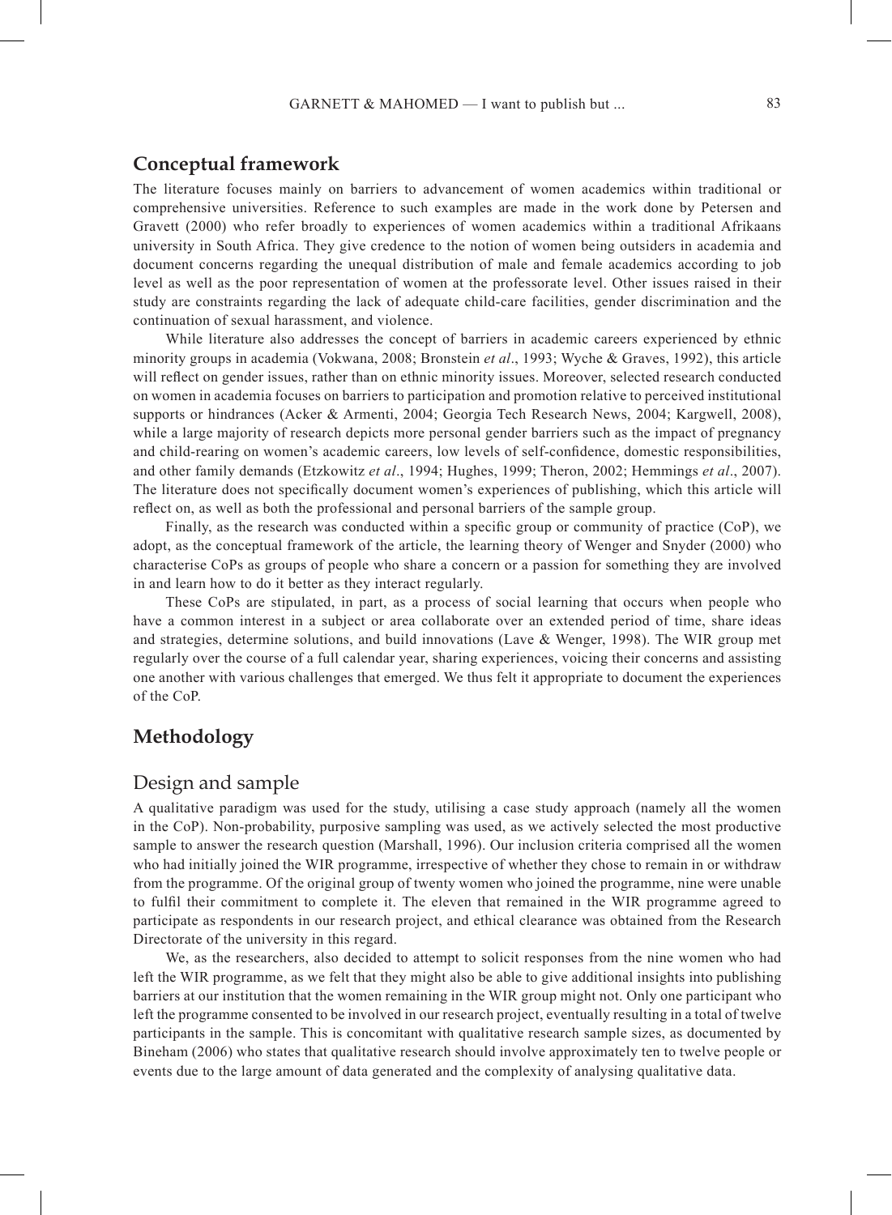## Conceptual framework

The literature focuses mainly on barriers to advancement of women academics within traditional or comprehensive universities. Reference to such examples are made in the work done by Petersen and Gravett (2000) who refer broadly to experiences of women academics within a traditional Afrikaans university in South Africa. They give credence to the notion of women being outsiders in academia and document concerns regarding the unequal distribution of male and female academics according to job level as well as the poor representation of women at the professorate level. Other issues raised in their study are constraints regarding the lack of adequate child-care facilities, gender discrimination and the continuation of sexual harassment, and violence.

While literature also addresses the concept of barriers in academic careers experienced by ethnic minority groups in academia (Vokwana, 2008; Bronstein *et al*., 1993; Wyche & Graves, 1992), this article will reflect on gender issues, rather than on ethnic minority issues. Moreover, selected research conducted on women in academia focuses on barriers to participation and promotion relative to perceived institutional supports or hindrances (Acker & Armenti, 2004; Georgia Tech Research News, 2004; Kargwell, 2008), while a large majority of research depicts more personal gender barriers such as the impact of pregnancy and child-rearing on women's academic careers, low levels of self-confidence, domestic responsibilities, and other family demands (Etzkowitz *et al*., 1994; Hughes, 1999; Theron, 2002; Hemmings *et al*., 2007). The literature does not specifically document women's experiences of publishing, which this article will reflect on, as well as both the professional and personal barriers of the sample group.

Finally, as the research was conducted within a specific group or community of practice (CoP), we adopt, as the conceptual framework of the article, the learning theory of Wenger and Snyder (2000) who characterise CoPs as groups of people who share a concern or a passion for something they are involved in and learn how to do it better as they interact regularly.

These CoPs are stipulated, in part, as a process of social learning that occurs when people who have a common interest in a subject or area collaborate over an extended period of time, share ideas and strategies, determine solutions, and build innovations (Lave & Wenger, 1998). The WIR group met regularly over the course of a full calendar year, sharing experiences, voicing their concerns and assisting one another with various challenges that emerged. We thus felt it appropriate to document the experiences of the CoP.

## Methodology

### Design and sample

A qualitative paradigm was used for the study, utilising a case study approach (namely all the women in the CoP). Non-probability, purposive sampling was used, as we actively selected the most productive sample to answer the research question (Marshall, 1996). Our inclusion criteria comprised all the women who had initially joined the WIR programme, irrespective of whether they chose to remain in or withdraw from the programme. Of the original group of twenty women who joined the programme, nine were unable to fulfil their commitment to complete it. The eleven that remained in the WIR programme agreed to participate as respondents in our research project, and ethical clearance was obtained from the Research Directorate of the university in this regard.

We, as the researchers, also decided to attempt to solicit responses from the nine women who had left the WIR programme, as we felt that they might also be able to give additional insights into publishing barriers at our institution that the women remaining in the WIR group might not. Only one participant who left the programme consented to be involved in our research project, eventually resulting in a total of twelve participants in the sample. This is concomitant with qualitative research sample sizes, as documented by Bineham (2006) who states that qualitative research should involve approximately ten to twelve people or events due to the large amount of data generated and the complexity of analysing qualitative data.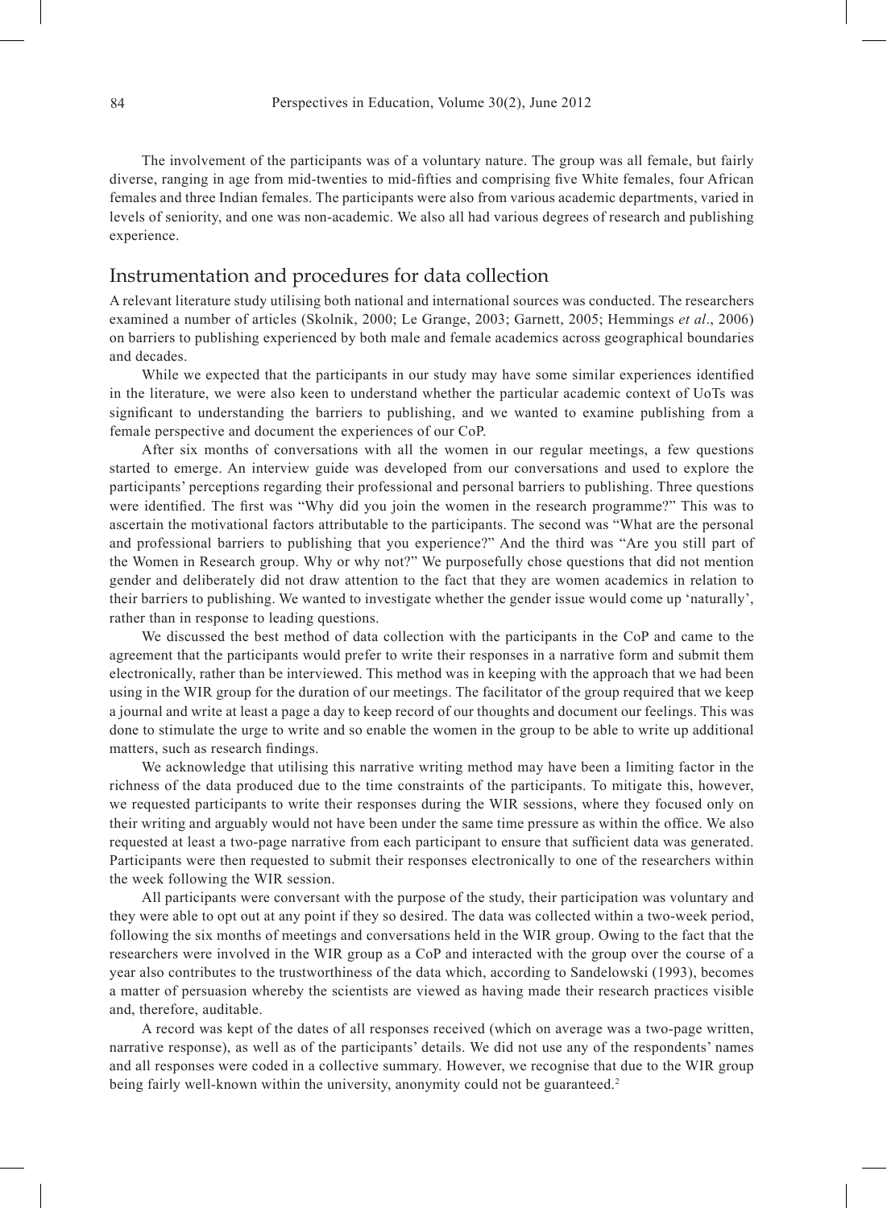The involvement of the participants was of a voluntary nature. The group was all female, but fairly diverse, ranging in age from mid-twenties to mid-fifties and comprising five White females, four African females and three Indian females. The participants were also from various academic departments, varied in levels of seniority, and one was non-academic. We also all had various degrees of research and publishing experience.

## Instrumentation and procedures for data collection

A relevant literature study utilising both national and international sources was conducted. The researchers examined a number of articles (Skolnik, 2000; Le Grange, 2003; Garnett, 2005; Hemmings *et al*., 2006) on barriers to publishing experienced by both male and female academics across geographical boundaries and decades.

While we expected that the participants in our study may have some similar experiences identified in the literature, we were also keen to understand whether the particular academic context of UoTs was significant to understanding the barriers to publishing, and we wanted to examine publishing from a female perspective and document the experiences of our CoP.

After six months of conversations with all the women in our regular meetings, a few questions started to emerge. An interview guide was developed from our conversations and used to explore the participants' perceptions regarding their professional and personal barriers to publishing. Three questions were identified. The first was "Why did you join the women in the research programme?" This was to ascertain the motivational factors attributable to the participants. The second was "What are the personal and professional barriers to publishing that you experience?" And the third was "Are you still part of the Women in Research group. Why or why not?" We purposefully chose questions that did not mention gender and deliberately did not draw attention to the fact that they are women academics in relation to their barriers to publishing. We wanted to investigate whether the gender issue would come up 'naturally', rather than in response to leading questions.

We discussed the best method of data collection with the participants in the CoP and came to the agreement that the participants would prefer to write their responses in a narrative form and submit them electronically, rather than be interviewed. This method was in keeping with the approach that we had been using in the WIR group for the duration of our meetings. The facilitator of the group required that we keep a journal and write at least a page a day to keep record of our thoughts and document our feelings. This was done to stimulate the urge to write and so enable the women in the group to be able to write up additional matters, such as research findings.

We acknowledge that utilising this narrative writing method may have been a limiting factor in the richness of the data produced due to the time constraints of the participants. To mitigate this, however, we requested participants to write their responses during the WIR sessions, where they focused only on their writing and arguably would not have been under the same time pressure as within the office. We also requested at least a two-page narrative from each participant to ensure that sufficient data was generated. Participants were then requested to submit their responses electronically to one of the researchers within the week following the WIR session.

All participants were conversant with the purpose of the study, their participation was voluntary and they were able to opt out at any point if they so desired. The data was collected within a two-week period, following the six months of meetings and conversations held in the WIR group. Owing to the fact that the researchers were involved in the WIR group as a CoP and interacted with the group over the course of a year also contributes to the trustworthiness of the data which, according to Sandelowski (1993), becomes a matter of persuasion whereby the scientists are viewed as having made their research practices visible and, therefore, auditable.

A record was kept of the dates of all responses received (which on average was a two-page written, narrative response), as well as of the participants' details. We did not use any of the respondents' names and all responses were coded in a collective summary. However, we recognise that due to the WIR group being fairly well-known within the university, anonymity could not be guaranteed.[2]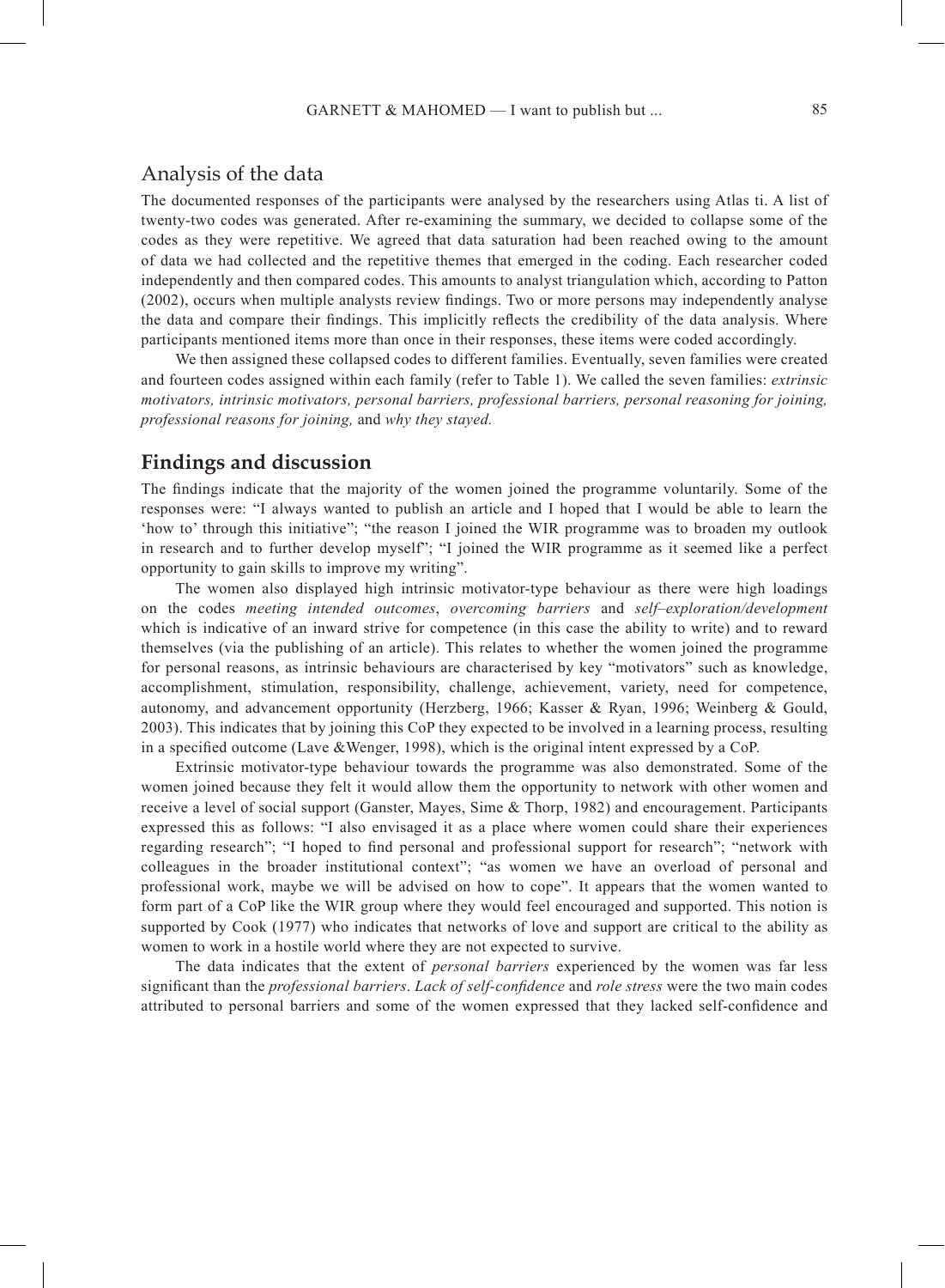## Analysis of the data

The documented responses of the participants were analysed by the researchers using Atlas ti. A list of twenty-two codes was generated. After re-examining the summary, we decided to collapse some of the codes as they were repetitive. We agreed that data saturation had been reached owing to the amount of data we had collected and the repetitive themes that emerged in the coding. Each researcher coded independently and then compared codes. This amounts to analyst triangulation which, according to Patton (2002), occurs when multiple analysts review findings. Two or more persons may independently analyse the data and compare their findings. This implicitly reflects the credibility of the data analysis. Where participants mentioned items more than once in their responses, these items were coded accordingly.

We then assigned these collapsed codes to different families. Eventually, seven families were created and fourteen codes assigned within each family (refer to Table 1). We called the seven families: *extrinsic motivators, intrinsic motivators, personal barriers, professional barriers, personal reasoning for joining, professional reasons for joining,* and *why they stayed.*

## Findings and discussion

The findings indicate that the majority of the women joined the programme voluntarily. Some of the responses were: "I always wanted to publish an article and I hoped that I would be able to learn the 'how to' through this initiative"; "the reason I joined the WIR programme was to broaden my outlook in research and to further develop myself"; "I joined the WIR programme as it seemed like a perfect opportunity to gain skills to improve my writing".

The women also displayed high intrinsic motivator-type behaviour as there were high loadings on the codes *meeting intended outcomes*, *overcoming barriers* and *self–exploration/development* which is indicative of an inward strive for competence (in this case the ability to write) and to reward themselves (via the publishing of an article). This relates to whether the women joined the programme for personal reasons, as intrinsic behaviours are characterised by key "motivators" such as knowledge, accomplishment, stimulation, responsibility, challenge, achievement, variety, need for competence, autonomy, and advancement opportunity (Herzberg, 1966; Kasser & Ryan, 1996; Weinberg & Gould, 2003). This indicates that by joining this CoP they expected to be involved in a learning process, resulting in a specified outcome (Lave &Wenger, 1998), which is the original intent expressed by a CoP.

Extrinsic motivator-type behaviour towards the programme was also demonstrated. Some of the women joined because they felt it would allow them the opportunity to network with other women and receive a level of social support (Ganster, Mayes, Sime & Thorp, 1982) and encouragement. Participants expressed this as follows: "I also envisaged it as a place where women could share their experiences regarding research"; "I hoped to find personal and professional support for research"; "network with colleagues in the broader institutional context"; "as women we have an overload of personal and professional work, maybe we will be advised on how to cope". It appears that the women wanted to form part of a CoP like the WIR group where they would feel encouraged and supported. This notion is supported by Cook (1977) who indicates that networks of love and support are critical to the ability as women to work in a hostile world where they are not expected to survive.

The data indicates that the extent of *personal barriers* experienced by the women was far less significant than the *professional barriers*. *Lack of self-confidence* and *role stress* were the two main codes attributed to personal barriers and some of the women expressed that they lacked self-confidence and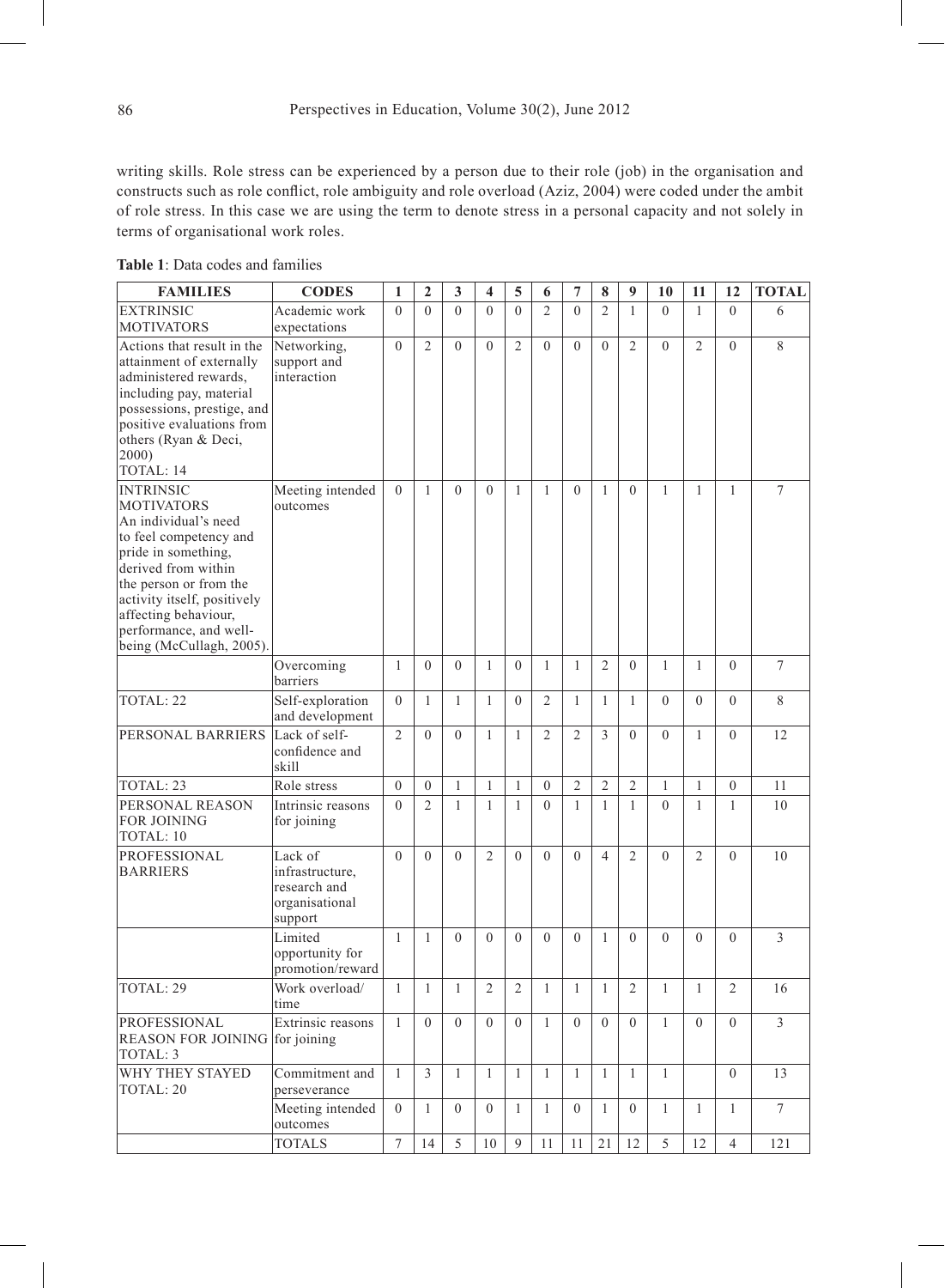writing skills. Role stress can be experienced by a person due to their role (job) in the organisation and constructs such as role conflict, role ambiguity and role overload (Aziz, 2004) were coded under the ambit of role stress. In this case we are using the term to denote stress in a personal capacity and not solely in terms of organisational work roles.

**Table 1**: Data codes and families

| FAMILIES | CODES | 1 | 2 | 3 | 4 | 5 | 6 | 7 | 8 | 9 | 10 | 11 | 12 | TOTAL |
|---|---|---|---|---|---|---|---|---|---|---|---|---|---|---|
| EXTRINSIC MOTIVATORS | Academic work expectations | 0 | 0 | 0 | 0 | 0 | 2 | 0 | 2 | 1 | 0 | 1 | 0 | 6 |
| Actions that result in the attainment of externally administered rewards, including pay, material possessions, prestige, and positive evaluations from others (Ryan & Deci, 2000) TOTAL: 14 | Networking, support and interaction | 0 | 2 | 0 | 0 | 2 | 0 | 0 | 0 | 2 | 0 | 2 | 0 | 8 |
| INTRINSIC MOTIVATORS An individual's need to feel competency and pride in something, derived from within the person or from the activity itself, positively affecting behaviour, performance, and well-being (McCullagh, 2005). | Meeting intended outcomes | 0 | 1 | 0 | 0 | 1 | 1 | 0 | 1 | 0 | 1 | 1 | 1 | 7 |
| | Overcoming barriers | 1 | 0 | 0 | 1 | 0 | 1 | 1 | 2 | 0 | 1 | 1 | 0 | 7 |
| TOTAL: 22 | Self-exploration and development | 0 | 1 | 1 | 1 | 0 | 2 | 1 | 1 | 1 | 0 | 0 | 0 | 8 |
| PERSONAL BARRIERS | Lack of self-confidence and skill | 2 | 0 | 0 | 1 | 1 | 2 | 2 | 3 | 0 | 0 | 1 | 0 | 12 |
| TOTAL: 23 | Role stress | 0 | 0 | 1 | 1 | 1 | 0 | 2 | 2 | 2 | 1 | 1 | 0 | 11 |
| PERSONAL REASON FOR JOINING TOTAL: 10 | Intrinsic reasons for joining | 0 | 2 | 1 | 1 | 1 | 0 | 1 | 1 | 1 | 0 | 1 | 1 | 10 |
| PROFESSIONAL BARRIERS | Lack of infrastructure, research and organisational support | 0 | 0 | 0 | 2 | 0 | 0 | 0 | 4 | 2 | 0 | 2 | 0 | 10 |
| | Limited opportunity for promotion/reward | 1 | 1 | 0 | 0 | 0 | 0 | 0 | 1 | 0 | 0 | 0 | 0 | 3 |
| TOTAL: 29 | Work overload/time | 1 | 1 | 1 | 2 | 2 | 1 | 1 | 1 | 2 | 1 | 1 | 2 | 16 |
| PROFESSIONAL REASON FOR JOINING TOTAL: 3 | Extrinsic reasons for joining | 1 | 0 | 0 | 0 | 0 | 1 | 0 | 0 | 0 | 1 | 0 | 0 | 3 |
| WHY THEY STAYED TOTAL: 20 | Commitment and perseverance | 1 | 3 | 1 | 1 | 1 | 1 | 1 | 1 | 1 | 1 | | 0 | 13 |
| | Meeting intended outcomes | 0 | 1 | 0 | 0 | 1 | 1 | 0 | 1 | 0 | 1 | 1 | 1 | 7 |
| | TOTALS | 7 | 14 | 5 | 10 | 9 | 11 | 11 | 21 | 12 | 5 | 12 | 4 | 121 |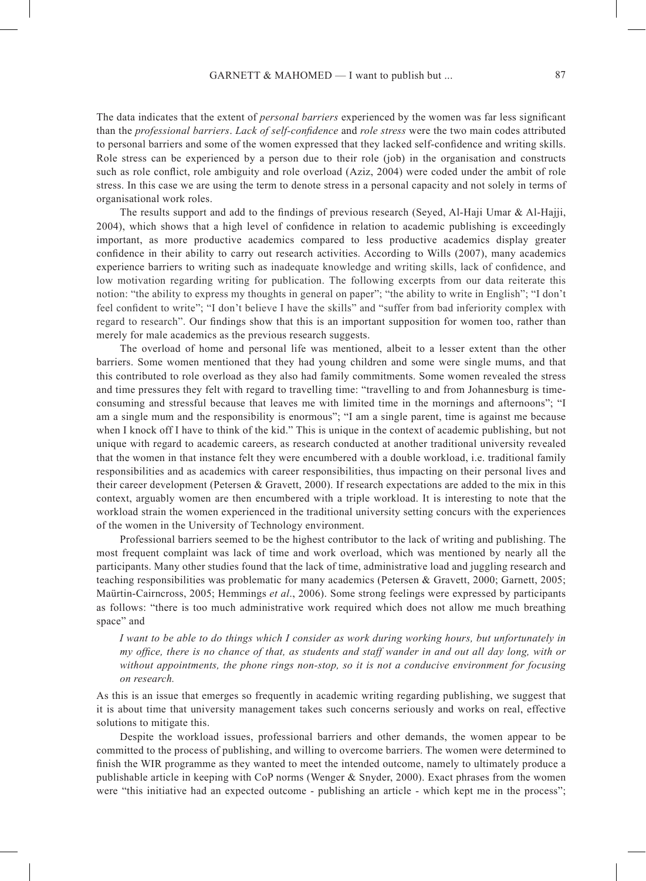The data indicates that the extent of *personal barriers* experienced by the women was far less significant than the *professional barriers*. *Lack of self-confidence* and *role stress* were the two main codes attributed to personal barriers and some of the women expressed that they lacked self-confidence and writing skills. Role stress can be experienced by a person due to their role (job) in the organisation and constructs such as role conflict, role ambiguity and role overload (Aziz, 2004) were coded under the ambit of role stress. In this case we are using the term to denote stress in a personal capacity and not solely in terms of organisational work roles.

The results support and add to the findings of previous research (Seyed, Al-Haji Umar & Al-Hajji, 2004), which shows that a high level of confidence in relation to academic publishing is exceedingly important, as more productive academics compared to less productive academics display greater confidence in their ability to carry out research activities. According to Wills (2007), many academics experience barriers to writing such as inadequate knowledge and writing skills, lack of confidence, and low motivation regarding writing for publication. The following excerpts from our data reiterate this notion: "the ability to express my thoughts in general on paper"; "the ability to write in English"; "I don't feel confident to write"; "I don't believe I have the skills" and "suffer from bad inferiority complex with regard to research". Our findings show that this is an important supposition for women too, rather than merely for male academics as the previous research suggests.

The overload of home and personal life was mentioned, albeit to a lesser extent than the other barriers. Some women mentioned that they had young children and some were single mums, and that this contributed to role overload as they also had family commitments. Some women revealed the stress and time pressures they felt with regard to travelling time: "travelling to and from Johannesburg is time-consuming and stressful because that leaves me with limited time in the mornings and afternoons"; "I am a single mum and the responsibility is enormous"; "I am a single parent, time is against me because when I knock off I have to think of the kid." This is unique in the context of academic publishing, but not unique with regard to academic careers, as research conducted at another traditional university revealed that the women in that instance felt they were encumbered with a double workload, i.e. traditional family responsibilities and as academics with career responsibilities, thus impacting on their personal lives and their career development (Petersen & Gravett, 2000). If research expectations are added to the mix in this context, arguably women are then encumbered with a triple workload. It is interesting to note that the workload strain the women experienced in the traditional university setting concurs with the experiences of the women in the University of Technology environment.

Professional barriers seemed to be the highest contributor to the lack of writing and publishing. The most frequent complaint was lack of time and work overload, which was mentioned by nearly all the participants. Many other studies found that the lack of time, administrative load and juggling research and teaching responsibilities was problematic for many academics (Petersen & Gravett, 2000; Garnett, 2005; Maürtin-Cairncross, 2005; Hemmings *et al*., 2006). Some strong feelings were expressed by participants as follows: "there is too much administrative work required which does not allow me much breathing space" and

> *I want to be able to do things which I consider as work during working hours, but unfortunately in my office, there is no chance of that, as students and staff wander in and out all day long, with or without appointments, the phone rings non-stop, so it is not a conducive environment for focusing on research.*

As this is an issue that emerges so frequently in academic writing regarding publishing, we suggest that it is about time that university management takes such concerns seriously and works on real, effective solutions to mitigate this.

Despite the workload issues, professional barriers and other demands, the women appear to be committed to the process of publishing, and willing to overcome barriers. The women were determined to finish the WIR programme as they wanted to meet the intended outcome, namely to ultimately produce a publishable article in keeping with CoP norms (Wenger & Snyder, 2000). Exact phrases from the women were "this initiative had an expected outcome - publishing an article - which kept me in the process";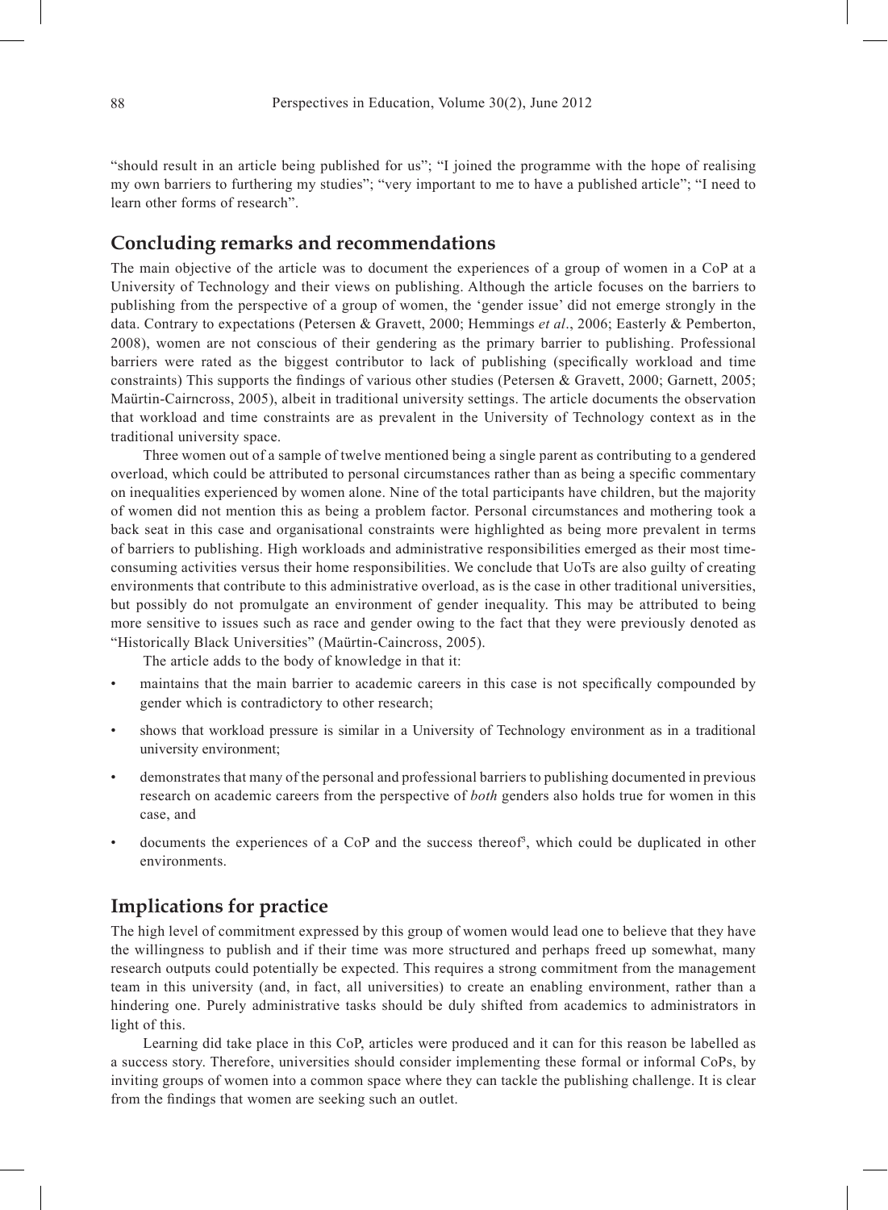"should result in an article being published for us"; "I joined the programme with the hope of realising my own barriers to furthering my studies"; "very important to me to have a published article"; "I need to learn other forms of research".

## Concluding remarks and recommendations

The main objective of the article was to document the experiences of a group of women in a CoP at a University of Technology and their views on publishing. Although the article focuses on the barriers to publishing from the perspective of a group of women, the 'gender issue' did not emerge strongly in the data. Contrary to expectations (Petersen & Gravett, 2000; Hemmings *et al*., 2006; Easterly & Pemberton, 2008), women are not conscious of their gendering as the primary barrier to publishing. Professional barriers were rated as the biggest contributor to lack of publishing (specifically workload and time constraints) This supports the findings of various other studies (Petersen & Gravett, 2000; Garnett, 2005; Maürtin-Cairncross, 2005), albeit in traditional university settings. The article documents the observation that workload and time constraints are as prevalent in the University of Technology context as in the traditional university space.

Three women out of a sample of twelve mentioned being a single parent as contributing to a gendered overload, which could be attributed to personal circumstances rather than as being a specific commentary on inequalities experienced by women alone. Nine of the total participants have children, but the majority of women did not mention this as being a problem factor. Personal circumstances and mothering took a back seat in this case and organisational constraints were highlighted as being more prevalent in terms of barriers to publishing. High workloads and administrative responsibilities emerged as their most time-consuming activities versus their home responsibilities. We conclude that UoTs are also guilty of creating environments that contribute to this administrative overload, as is the case in other traditional universities, but possibly do not promulgate an environment of gender inequality. This may be attributed to being more sensitive to issues such as race and gender owing to the fact that they were previously denoted as "Historically Black Universities" (Maürtin-Caincross, 2005).

The article adds to the body of knowledge in that it:

- maintains that the main barrier to academic careers in this case is not specifically compounded by gender which is contradictory to other research;
- shows that workload pressure is similar in a University of Technology environment as in a traditional university environment;
- demonstrates that many of the personal and professional barriers to publishing documented in previous research on academic careers from the perspective of *both* genders also holds true for women in this case, and
- documents the experiences of a CoP and the success thereof[5], which could be duplicated in other environments.

## Implications for practice

The high level of commitment expressed by this group of women would lead one to believe that they have the willingness to publish and if their time was more structured and perhaps freed up somewhat, many research outputs could potentially be expected. This requires a strong commitment from the management team in this university (and, in fact, all universities) to create an enabling environment, rather than a hindering one. Purely administrative tasks should be duly shifted from academics to administrators in light of this.

Learning did take place in this CoP, articles were produced and it can for this reason be labelled as a success story. Therefore, universities should consider implementing these formal or informal CoPs, by inviting groups of women into a common space where they can tackle the publishing challenge. It is clear from the findings that women are seeking such an outlet.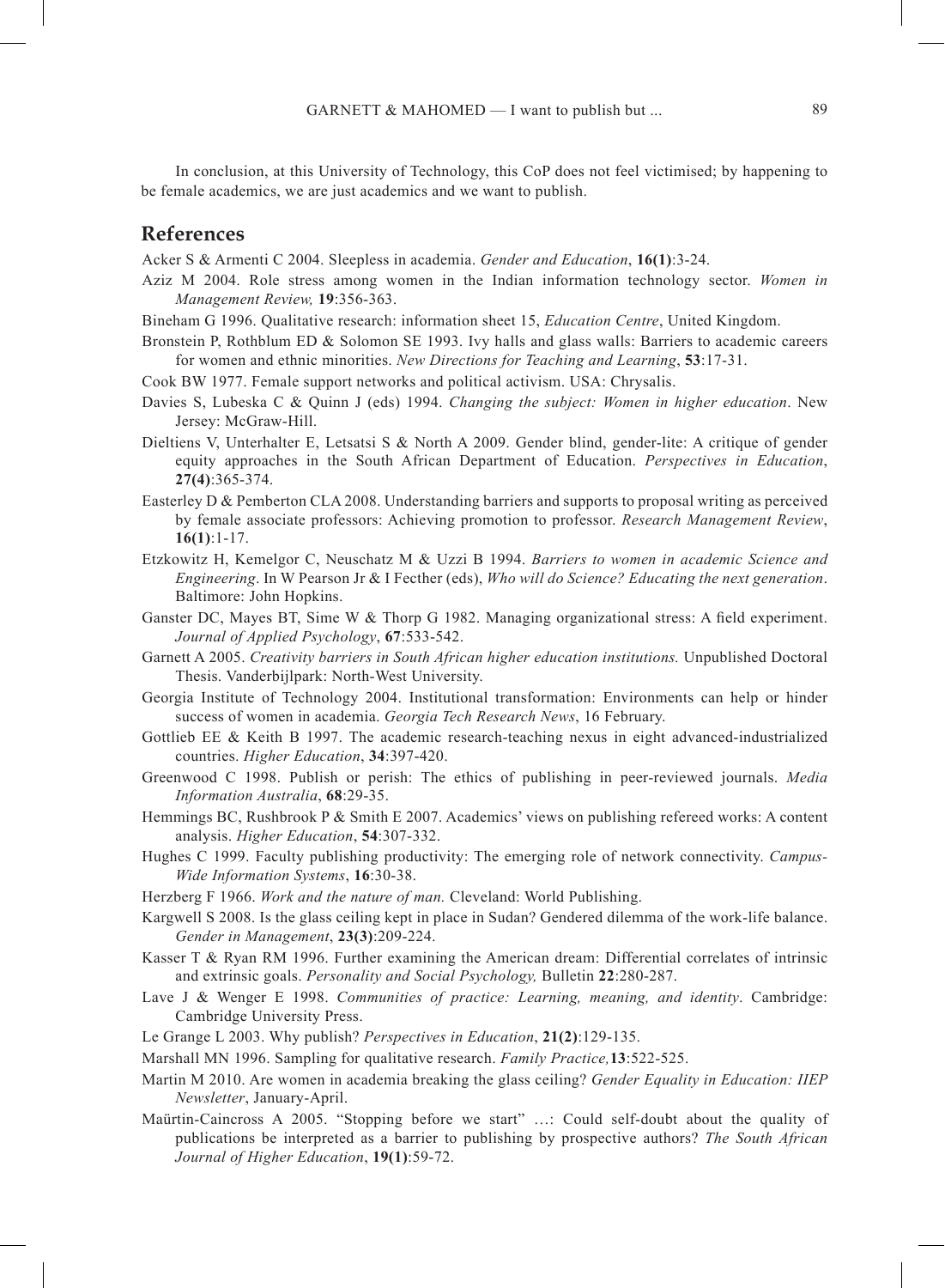In conclusion, at this University of Technology, this CoP does not feel victimised; by happening to be female academics, we are just academics and we want to publish.

## References

Acker S & Armenti C 2004. Sleepless in academia. *Gender and Education*, **16(1)**:3-24.

Aziz M 2004. Role stress among women in the Indian information technology sector. *Women in Management Review,* **19**:356-363.

Bineham G 1996. Qualitative research: information sheet 15, *Education Centre*, United Kingdom.

Bronstein P, Rothblum ED & Solomon SE 1993. Ivy halls and glass walls: Barriers to academic careers for women and ethnic minorities. *New Directions for Teaching and Learning*, **53**:17-31.

Cook BW 1977. Female support networks and political activism. USA: Chrysalis.

Davies S, Lubeska C & Quinn J (eds) 1994. *Changing the subject: Women in higher education*. New Jersey: McGraw-Hill.

Dieltiens V, Unterhalter E, Letsatsi S & North A 2009. Gender blind, gender-lite: A critique of gender equity approaches in the South African Department of Education. *Perspectives in Education*, **27(4)**:365-374.

Easterley D & Pemberton CLA 2008. Understanding barriers and supports to proposal writing as perceived by female associate professors: Achieving promotion to professor. *Research Management Review*, **16(1)**:1-17.

Etzkowitz H, Kemelgor C, Neuschatz M & Uzzi B 1994. *Barriers to women in academic Science and Engineering*. In W Pearson Jr & I Fecther (eds), *Who will do Science? Educating the next generation*. Baltimore: John Hopkins.

Ganster DC, Mayes BT, Sime W & Thorp G 1982. Managing organizational stress: A field experiment. *Journal of Applied Psychology*, **67**:533-542.

Garnett A 2005. *Creativity barriers in South African higher education institutions.* Unpublished Doctoral Thesis. Vanderbijlpark: North-West University.

Georgia Institute of Technology 2004. Institutional transformation: Environments can help or hinder success of women in academia. *Georgia Tech Research News*, 16 February.

Gottlieb EE & Keith B 1997. The academic research-teaching nexus in eight advanced-industrialized countries. *Higher Education*, **34**:397-420.

Greenwood C 1998. Publish or perish: The ethics of publishing in peer-reviewed journals. *Media Information Australia*, **68**:29-35.

Hemmings BC, Rushbrook P & Smith E 2007. Academics' views on publishing refereed works: A content analysis. *Higher Education*, **54**:307-332.

Hughes C 1999. Faculty publishing productivity: The emerging role of network connectivity. *Campus-Wide Information Systems*, **16**:30-38.

Herzberg F 1966. *Work and the nature of man.* Cleveland: World Publishing.

Kargwell S 2008. Is the glass ceiling kept in place in Sudan? Gendered dilemma of the work-life balance. *Gender in Management*, **23(3)**:209-224.

Kasser T & Ryan RM 1996. Further examining the American dream: Differential correlates of intrinsic and extrinsic goals. *Personality and Social Psychology,* Bulletin **22**:280-287.

Lave J & Wenger E 1998. *Communities of practice: Learning, meaning, and identity*. Cambridge: Cambridge University Press.

Le Grange L 2003. Why publish? *Perspectives in Education*, **21(2)**:129-135.

Marshall MN 1996. Sampling for qualitative research. *Family Practice,* **13**:522-525.

Martin M 2010. Are women in academia breaking the glass ceiling? *Gender Equality in Education: IIEP Newsletter*, January-April.

Maürtin-Caincross A 2005. "Stopping before we start" …: Could self-doubt about the quality of publications be interpreted as a barrier to publishing by prospective authors? *The South African Journal of Higher Education*, **19(1)**:59-72.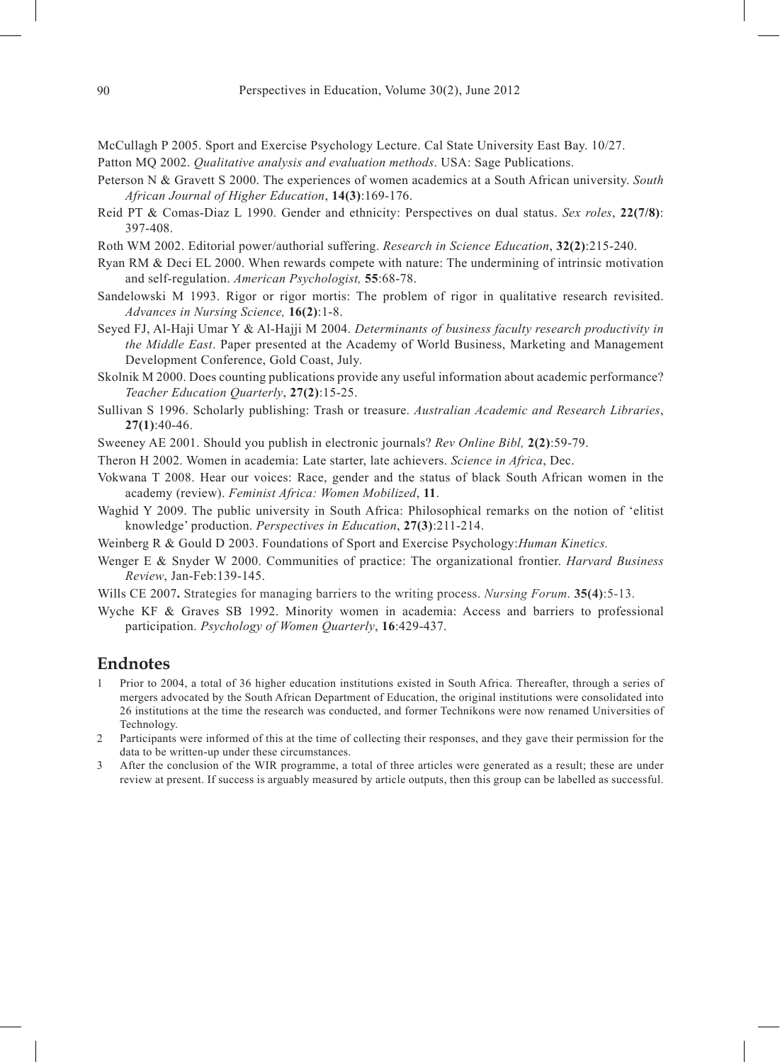McCullagh P 2005. Sport and Exercise Psychology Lecture. Cal State University East Bay. 10/27.

Patton MQ 2002. *Qualitative analysis and evaluation methods*. USA: Sage Publications.

Peterson N & Gravett S 2000. The experiences of women academics at a South African university. *South African Journal of Higher Education*, **14(3)**:169-176.

Reid PT & Comas-Diaz L 1990. Gender and ethnicity: Perspectives on dual status. *Sex roles*, **22(7/8)**: 397-408.

Roth WM 2002. Editorial power/authorial suffering. *Research in Science Education*, **32(2)**:215-240.

Ryan RM & Deci EL 2000. When rewards compete with nature: The undermining of intrinsic motivation and self-regulation. *American Psychologist,* **55**:68-78.

Sandelowski M 1993. Rigor or rigor mortis: The problem of rigor in qualitative research revisited. *Advances in Nursing Science,* **16(2)**:1-8.

Seyed FJ, Al-Haji Umar Y & Al-Hajji M 2004. *Determinants of business faculty research productivity in the Middle East*. Paper presented at the Academy of World Business, Marketing and Management Development Conference, Gold Coast, July.

Skolnik M 2000. Does counting publications provide any useful information about academic performance? *Teacher Education Quarterly*, **27(2)**:15-25.

Sullivan S 1996. Scholarly publishing: Trash or treasure. *Australian Academic and Research Libraries*, **27(1)**:40-46.

Sweeney AE 2001. Should you publish in electronic journals? *Rev Online Bibl,* **2(2)**:59-79.

Theron H 2002. Women in academia: Late starter, late achievers. *Science in Africa*, Dec.

Vokwana T 2008. Hear our voices: Race, gender and the status of black South African women in the academy (review). *Feminist Africa: Women Mobilized*, **11**.

Waghid Y 2009. The public university in South Africa: Philosophical remarks on the notion of 'elitist knowledge' production. *Perspectives in Education*, **27(3)**:211-214.

Weinberg R & Gould D 2003. Foundations of Sport and Exercise Psychology:*Human Kinetics.*

Wenger E & Snyder W 2000. Communities of practice: The organizational frontier. *Harvard Business Review*, Jan-Feb:139-145.

Wills CE 2007**.** Strategies for managing barriers to the writing process. *Nursing Forum*. **35(4)**:5-13.

Wyche KF & Graves SB 1992. Minority women in academia: Access and barriers to professional participation. *Psychology of Women Quarterly*, **16**:429-437.

## Endnotes

1 Prior to 2004, a total of 36 higher education institutions existed in South Africa. Thereafter, through a series of mergers advocated by the South African Department of Education, the original institutions were consolidated into 26 institutions at the time the research was conducted, and former Technikons were now renamed Universities of Technology.

2 Participants were informed of this at the time of collecting their responses, and they gave their permission for the data to be written-up under these circumstances.

3 After the conclusion of the WIR programme, a total of three articles were generated as a result; these are under review at present. If success is arguably measured by article outputs, then this group can be labelled as successful.